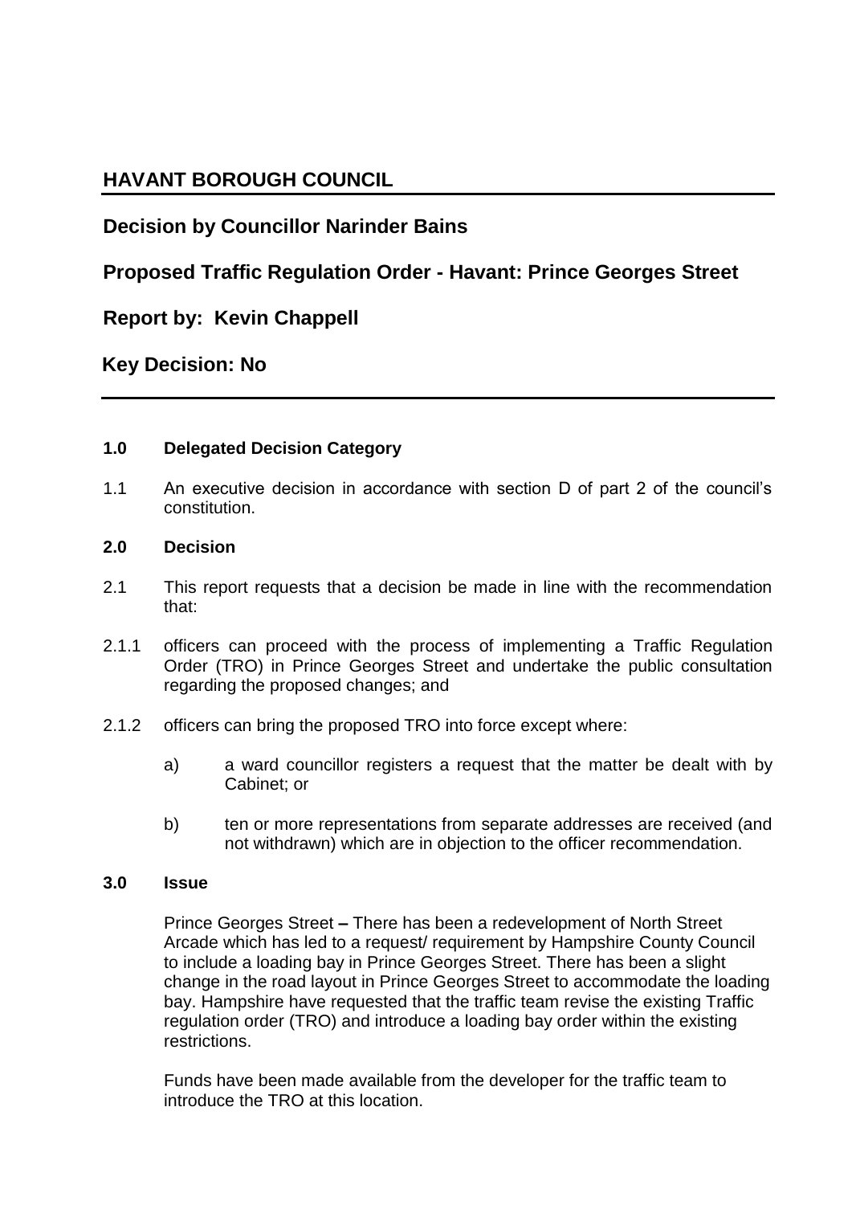# HAVANT BOROUGH COUNCIL

## Decision by Councillor Narinder Bains

## Proposed Traffic Regulation Order - Havant: Prince Georges Street

## Report by: Kevin Chappell

## Key Decision: No

---

### 1.0 Delegated Decision Category

1.1 An executive decision in accordance with section D of part 2 of the council's constitution.

### 2.0 Decision

2.1 This report requests that a decision be made in line with the recommendation that:

2.1.1 officers can proceed with the process of implementing a Traffic Regulation Order (TRO) in Prince Georges Street and undertake the public consultation regarding the proposed changes; and

2.1.2 officers can bring the proposed TRO into force except where:

a) a ward councillor registers a request that the matter be dealt with by Cabinet; or

b) ten or more representations from separate addresses are received (and not withdrawn) which are in objection to the officer recommendation.

### 3.0 Issue

Prince Georges Street **–** There has been a redevelopment of North Street Arcade which has led to a request/ requirement by Hampshire County Council to include a loading bay in Prince Georges Street. There has been a slight change in the road layout in Prince Georges Street to accommodate the loading bay. Hampshire have requested that the traffic team revise the existing Traffic regulation order (TRO) and introduce a loading bay order within the existing restrictions.

Funds have been made available from the developer for the traffic team to introduce the TRO at this location.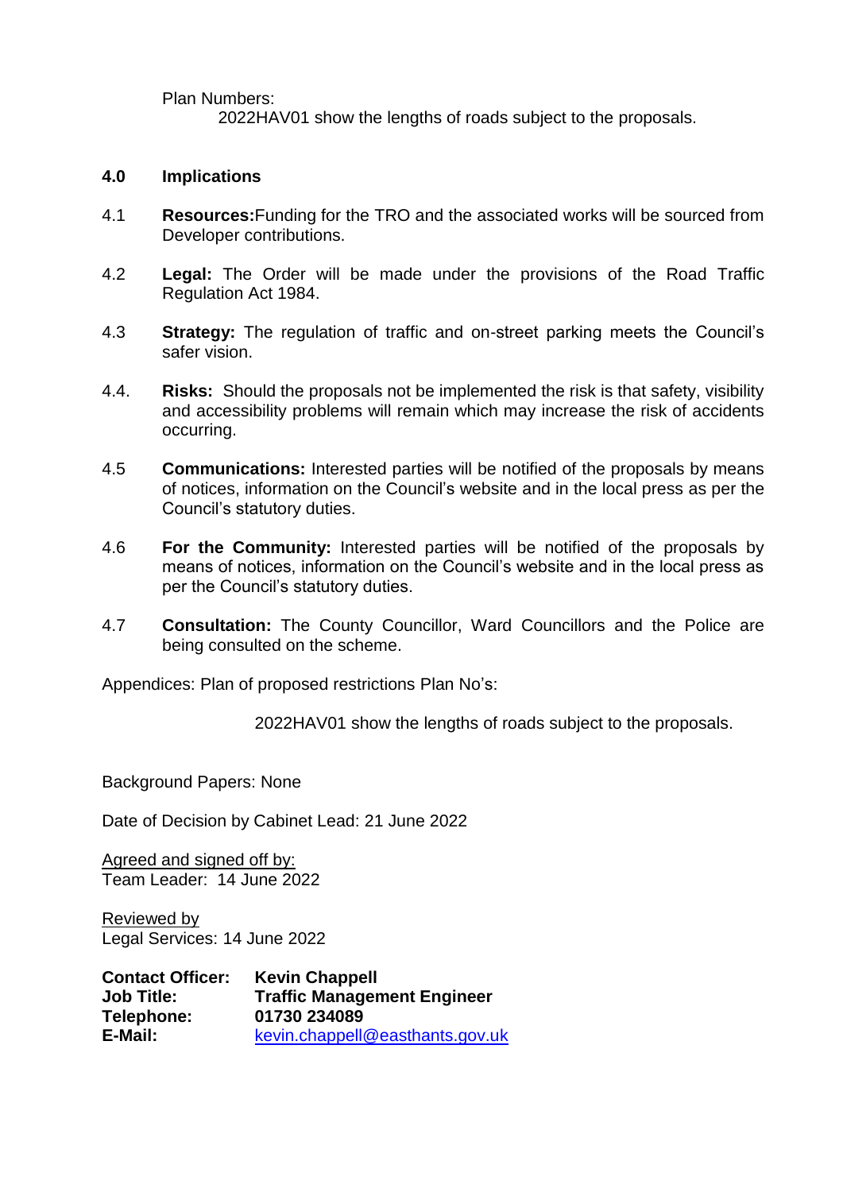Plan Numbers:

2022HAV01 show the lengths of roads subject to the proposals.

## 4.0 Implications

4.1 **Resources:** Funding for the TRO and the associated works will be sourced from Developer contributions.

4.2 **Legal:** The Order will be made under the provisions of the Road Traffic Regulation Act 1984.

4.3 **Strategy:** The regulation of traffic and on-street parking meets the Council's safer vision.

4.4. **Risks:** Should the proposals not be implemented the risk is that safety, visibility and accessibility problems will remain which may increase the risk of accidents occurring.

4.5 **Communications:** Interested parties will be notified of the proposals by means of notices, information on the Council's website and in the local press as per the Council's statutory duties.

4.6 **For the Community:** Interested parties will be notified of the proposals by means of notices, information on the Council's website and in the local press as per the Council's statutory duties.

4.7 **Consultation:** The County Councillor, Ward Councillors and the Police are being consulted on the scheme.

Appendices: Plan of proposed restrictions Plan No's:

2022HAV01 show the lengths of roads subject to the proposals.

Background Papers: None

Date of Decision by Cabinet Lead: 21 June 2022

Agreed and signed off by:
Team Leader: 14 June 2022

Reviewed by
Legal Services: 14 June 2022

**Contact Officer:** **Kevin Chappell**
**Job Title:** **Traffic Management Engineer**
**Telephone:** **01730 234089**
**E-Mail:** kevin.chappell@easthants.gov.uk